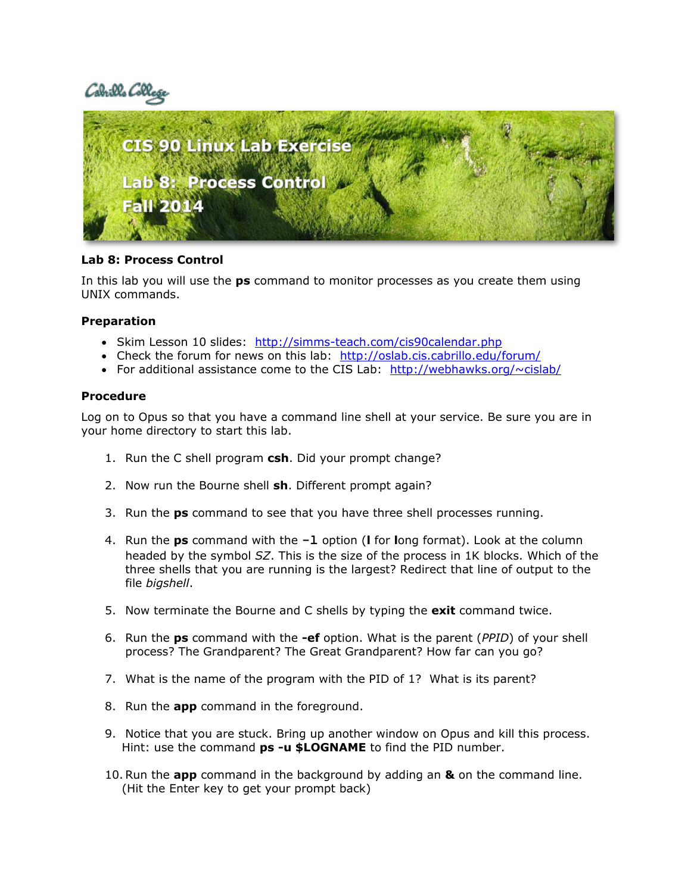Cabrillo College

# CIS 90 Linux Lab Exercise

## Lab 8: Process Control

## Fall 2014

### Lab 8: Process Control

In this lab you will use the **ps** command to monitor processes as you create them using UNIX commands.

### Preparation

- Skim Lesson 10 slides: http://simms-teach.com/cis90calendar.php
- Check the forum for news on this lab: http://oslab.cis.cabrillo.edu/forum/
- For additional assistance come to the CIS Lab: http://webhawks.org/~cislab/

### Procedure

Log on to Opus so that you have a command line shell at your service. Be sure you are in your home directory to start this lab.

1. Run the C shell program **csh**. Did your prompt change?

2. Now run the Bourne shell **sh**. Different prompt again?

3. Run the **ps** command to see that you have three shell processes running.

4. Run the **ps** command with the **–l** option (**l** for **l**ong format). Look at the column headed by the symbol *SZ*. This is the size of the process in 1K blocks. Which of the three shells that you are running is the largest? Redirect that line of output to the file *bigshell*.

5. Now terminate the Bourne and C shells by typing the **exit** command twice.

6. Run the **ps** command with the **-ef** option. What is the parent (*PPID*) of your shell process? The Grandparent? The Great Grandparent? How far can you go?

7. What is the name of the program with the PID of 1? What is its parent?

8. Run the **app** command in the foreground.

9. Notice that you are stuck. Bring up another window on Opus and kill this process. Hint: use the command **ps -u $LOGNAME** to find the PID number.

10. Run the **app** command in the background by adding an **&** on the command line. (Hit the Enter key to get your prompt back)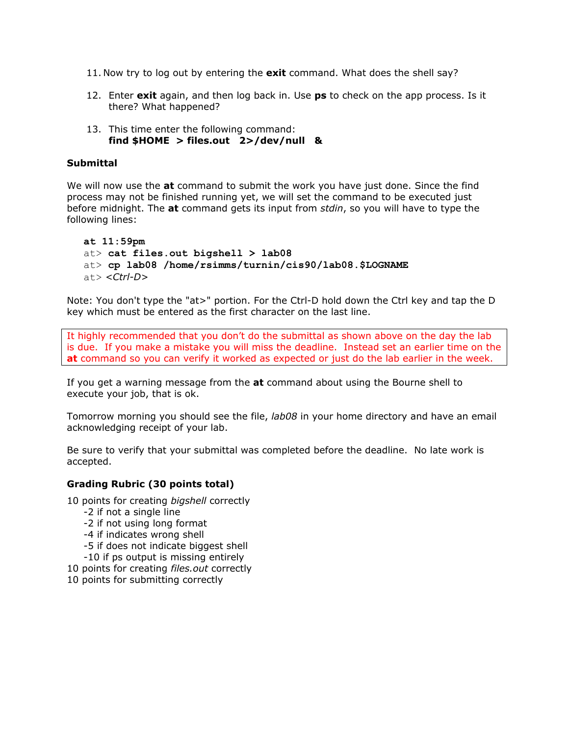11. Now try to log out by entering the **exit** command. What does the shell say?

12. Enter **exit** again, and then log back in. Use **ps** to check on the app process. Is it there? What happened?

13. This time enter the following command:
    **find $HOME > files.out 2>/dev/null &**

### Submittal

We will now use the **at** command to submit the work you have just done. Since the find process may not be finished running yet, we will set the command to be executed just before midnight. The **at** command gets its input from *stdin*, so you will have to type the following lines:

```
at 11:59pm
at> cat files.out bigshell > lab08
at> cp lab08 /home/rsimms/turnin/cis90/lab08.$LOGNAME
at> <Ctrl-D>
```

Note: You don't type the "at>" portion. For the Ctrl-D hold down the Ctrl key and tap the D key which must be entered as the first character on the last line.

> It highly recommended that you don't do the submittal as shown above on the day the lab is due. If you make a mistake you will miss the deadline. Instead set an earlier time on the **at** command so you can verify it worked as expected or just do the lab earlier in the week.

If you get a warning message from the **at** command about using the Bourne shell to execute your job, that is ok.

Tomorrow morning you should see the file, *lab08* in your home directory and have an email acknowledging receipt of your lab.

Be sure to verify that your submittal was completed before the deadline. No late work is accepted.

### Grading Rubric (30 points total)

10 points for creating *bigshell* correctly
- -2 if not a single line
- -2 if not using long format
- -4 if indicates wrong shell
- -5 if does not indicate biggest shell
- -10 if ps output is missing entirely

10 points for creating *files.out* correctly
10 points for submitting correctly